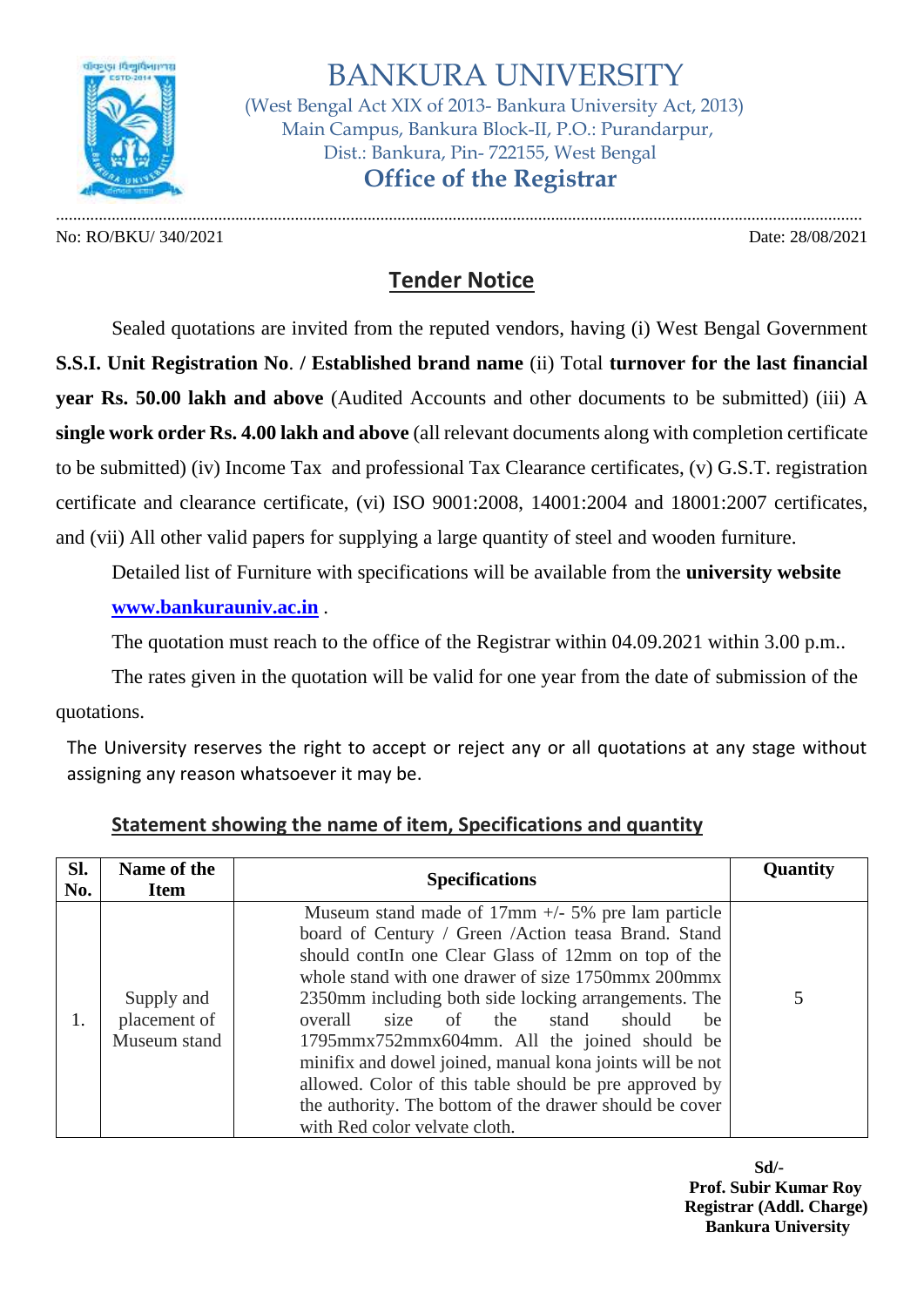# BANKURA UNIVERSITY

(West Bengal Act XIX of 2013- Bankura University Act, 2013)
Main Campus, Bankura Block-II, P.O.: Purandarpur,
Dist.: Bankura, Pin- 722155, West Bengal

## Office of the Registrar

No: RO/BKU/ 340/2021 Date: 28/08/2021

## Tender Notice

Sealed quotations are invited from the reputed vendors, having (i) West Bengal Government **S.S.I. Unit Registration No**. **/ Established brand name** (ii) Total **turnover for the last financial year Rs. 50.00 lakh and above** (Audited Accounts and other documents to be submitted) (iii) A **single work order Rs. 4.00 lakh and above** (all relevant documents along with completion certificate to be submitted) (iv) Income Tax and professional Tax Clearance certificates, (v) G.S.T. registration certificate and clearance certificate, (vi) ISO 9001:2008, 14001:2004 and 18001:2007 certificates, and (vii) All other valid papers for supplying a large quantity of steel and wooden furniture.

Detailed list of Furniture with specifications will be available from the **university website** **www.bankurauniv.ac.in** .

The quotation must reach to the office of the Registrar within 04.09.2021 within 3.00 p.m..

The rates given in the quotation will be valid for one year from the date of submission of the quotations.

The University reserves the right to accept or reject any or all quotations at any stage without assigning any reason whatsoever it may be.

### Statement showing the name of item, Specifications and quantity

| Sl. No. | Name of the Item | Specifications | Quantity |
|---|---|---|---|
| 1. | Supply and placement of Museum stand | Museum stand made of 17mm +/- 5% pre lam particle board of Century / Green /Action teasa Brand. Stand should contIn one Clear Glass of 12mm on top of the whole stand with one drawer of size 1750mmx 200mmx 2350mm including both side locking arrangements. The overall size of the stand should be 1795mmx752mmx604mm. All the joined should be minifix and dowel joined, manual kona joints will be not allowed. Color of this table should be pre approved by the authority. The bottom of the drawer should be cover with Red color velvate cloth. | 5 |

**Sd/-**
**Prof. Subir Kumar Roy**
**Registrar (Addl. Charge)**
**Bankura University**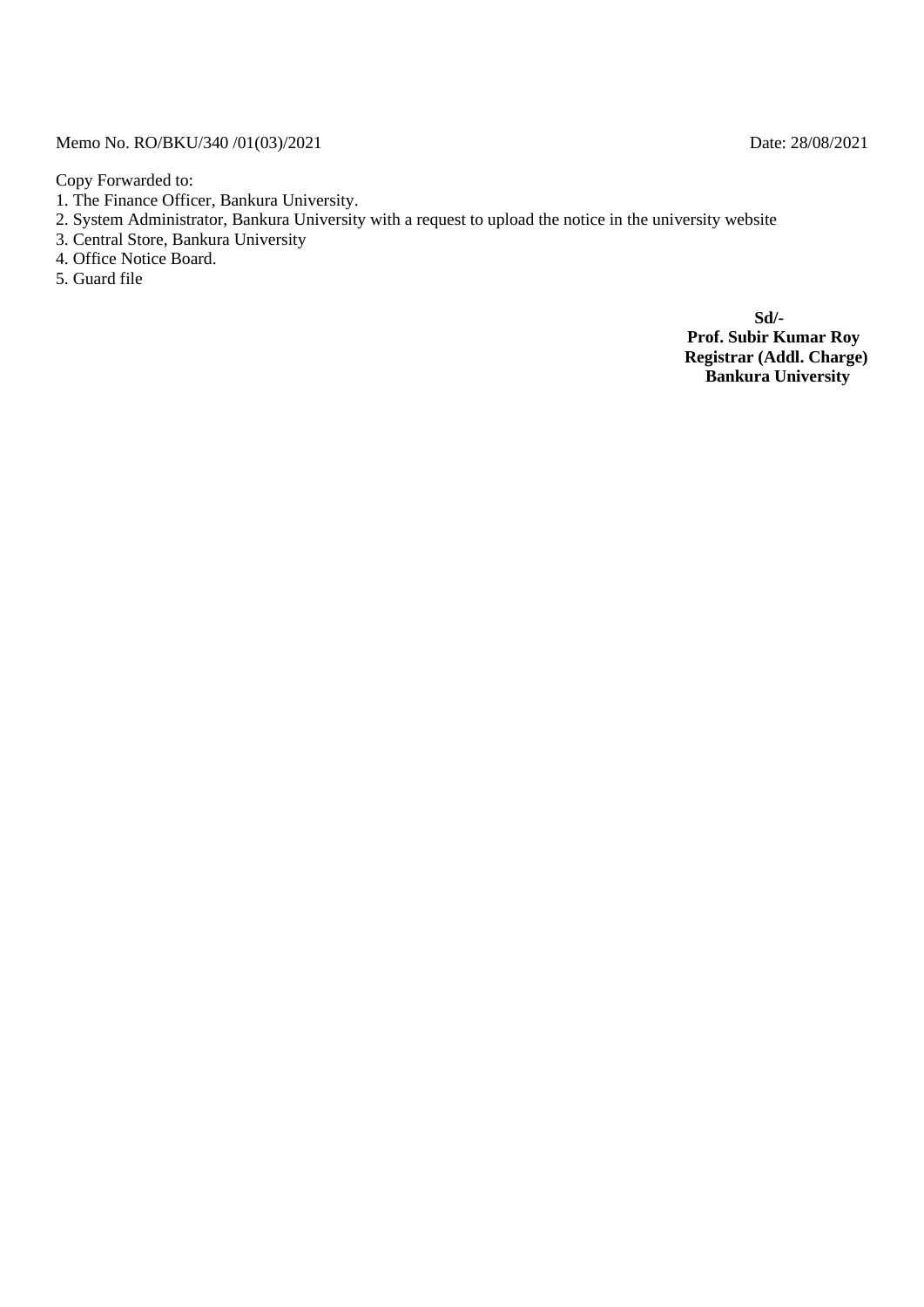Memo No. RO/BKU/340 /01(03)/2021 Date: 28/08/2021

Copy Forwarded to:

1. The Finance Officer, Bankura University.
2. System Administrator, Bankura University with a request to upload the notice in the university website
3. Central Store, Bankura University
4. Office Notice Board.
5. Guard file

**Sd/-**
**Prof. Subir Kumar Roy**
**Registrar (Addl. Charge)**
**Bankura University**